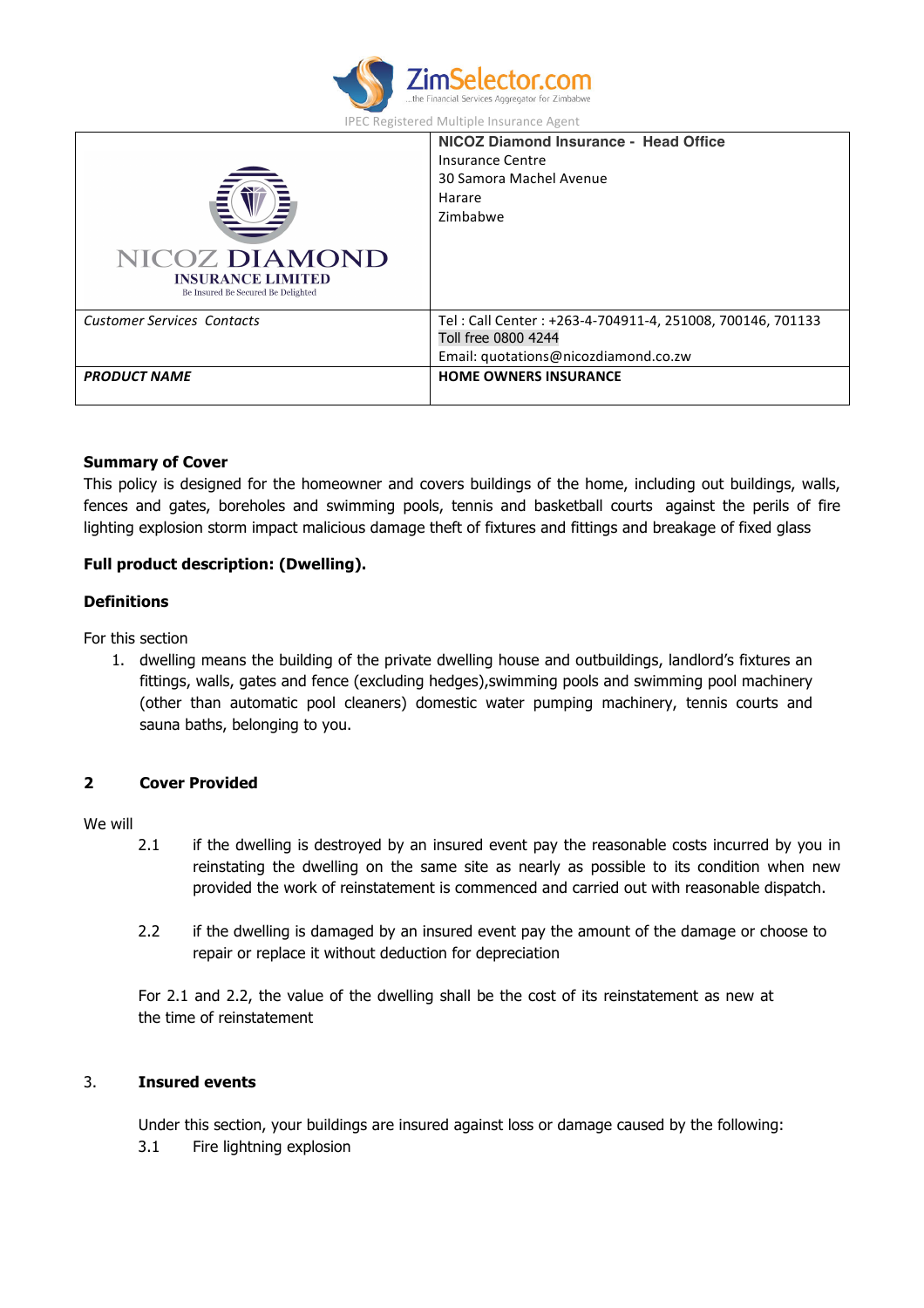ZimSelector.com
...the Financial Services Aggregator for Zimbabwe
IPEC Registered Multiple Insurance Agent

| NICOZ DIAMOND INSURANCE LIMITED<br>Be Insured Be Secured Be Delighted | **NICOZ Diamond Insurance - Head Office**<br>Insurance Centre<br>30 Samora Machel Avenue<br>Harare<br>Zimbabwe |
|---|---|
| *Customer Services Contacts* | Tel : Call Center : +263-4-704911-4, 251008, 700146, 701133<br>Toll free 0800 4244<br>Email: quotations@nicozdiamond.co.zw |
| ***PRODUCT NAME*** | **HOME OWNERS INSURANCE** |

**Summary of Cover**

This policy is designed for the homeowner and covers buildings of the home, including out buildings, walls, fences and gates, boreholes and swimming pools, tennis and basketball courts against the perils of fire lighting explosion storm impact malicious damage theft of fixtures and fittings and breakage of fixed glass

**Full product description: (Dwelling).**

**Definitions**

For this section

1. dwelling means the building of the private dwelling house and outbuildings, landlord's fixtures an fittings, walls, gates and fence (excluding hedges),swimming pools and swimming pool machinery (other than automatic pool cleaners) domestic water pumping machinery, tennis courts and sauna baths, belonging to you.

**2 Cover Provided**

We will

2.1 if the dwelling is destroyed by an insured event pay the reasonable costs incurred by you in reinstating the dwelling on the same site as nearly as possible to its condition when new provided the work of reinstatement is commenced and carried out with reasonable dispatch.

2.2 if the dwelling is damaged by an insured event pay the amount of the damage or choose to repair or replace it without deduction for depreciation

For 2.1 and 2.2, the value of the dwelling shall be the cost of its reinstatement as new at the time of reinstatement

**3. Insured events**

Under this section, your buildings are insured against loss or damage caused by the following:

3.1 Fire lightning explosion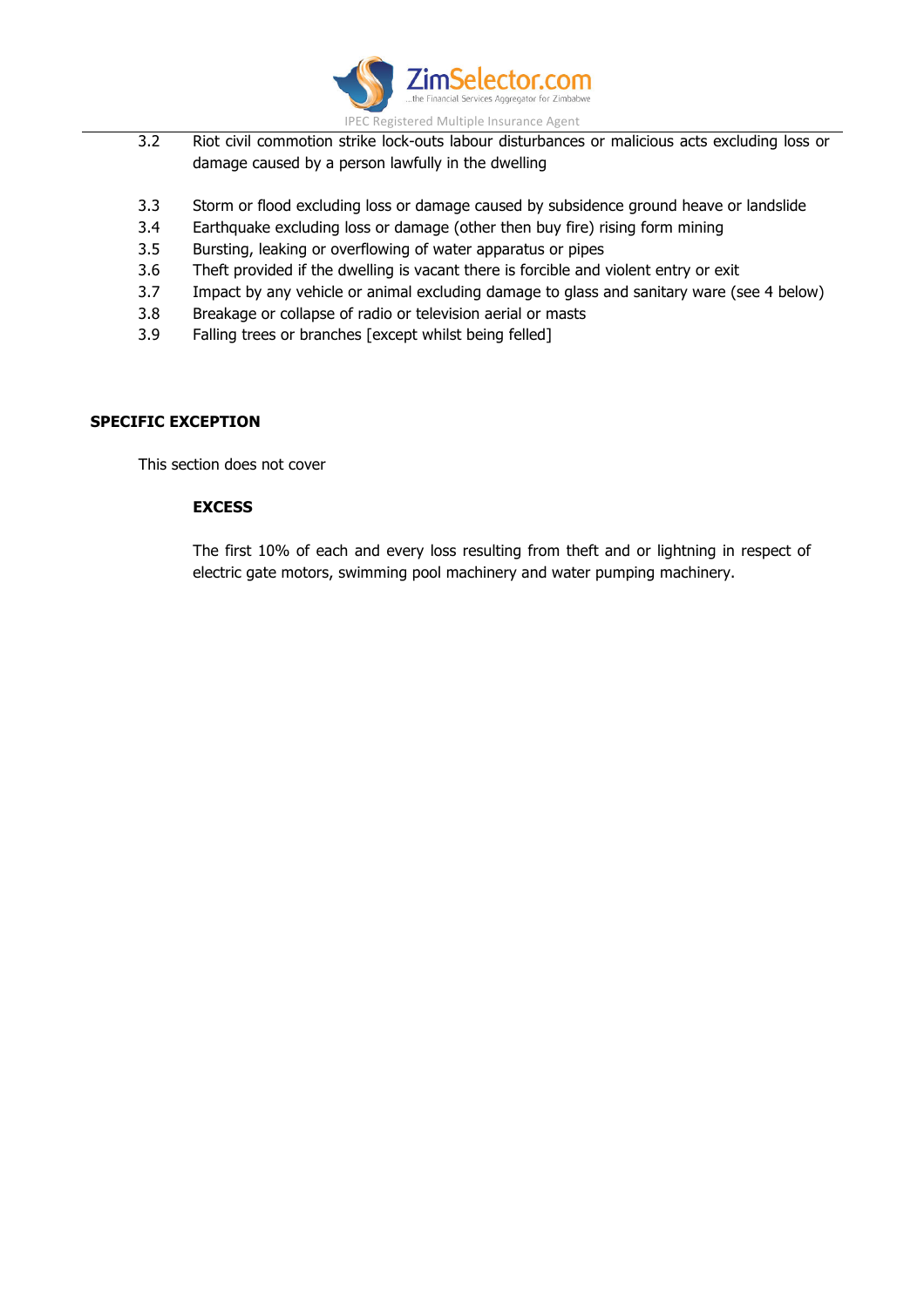3.2 Riot civil commotion strike lock-outs labour disturbances or malicious acts excluding loss or damage caused by a person lawfully in the dwelling

3.3 Storm or flood excluding loss or damage caused by subsidence ground heave or landslide

3.4 Earthquake excluding loss or damage (other then buy fire) rising form mining

3.5 Bursting, leaking or overflowing of water apparatus or pipes

3.6 Theft provided if the dwelling is vacant there is forcible and violent entry or exit

3.7 Impact by any vehicle or animal excluding damage to glass and sanitary ware (see 4 below)

3.8 Breakage or collapse of radio or television aerial or masts

3.9 Falling trees or branches [except whilst being felled]

**SPECIFIC EXCEPTION**

This section does not cover

**EXCESS**

The first 10% of each and every loss resulting from theft and or lightning in respect of electric gate motors, swimming pool machinery and water pumping machinery.